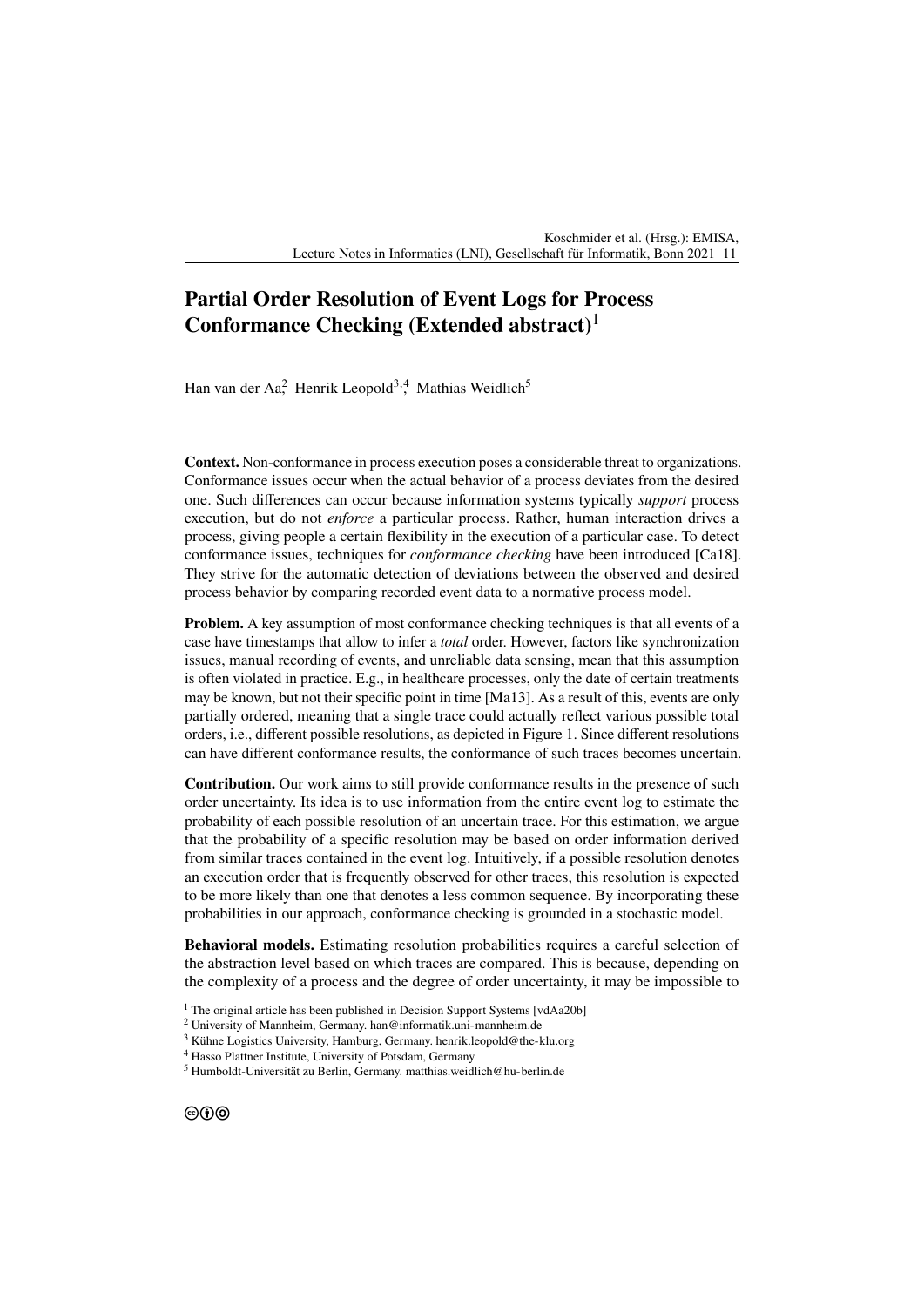# Partial Order Resolution of Event Logs for Process Conformance Checking (Extended abstract)[1]

Han van der Aa[2], Henrik Leopold[3,4], Mathias Weidlich[5]

**Context.** Non-conformance in process execution poses a considerable threat to organizations. Conformance issues occur when the actual behavior of a process deviates from the desired one. Such differences can occur because information systems typically *support* process execution, but do not *enforce* a particular process. Rather, human interaction drives a process, giving people a certain flexibility in the execution of a particular case. To detect conformance issues, techniques for *conformance checking* have been introduced [Ca18]. They strive for the automatic detection of deviations between the observed and desired process behavior by comparing recorded event data to a normative process model.

**Problem.** A key assumption of most conformance checking techniques is that all events of a case have timestamps that allow to infer a *total* order. However, factors like synchronization issues, manual recording of events, and unreliable data sensing, mean that this assumption is often violated in practice. E.g., in healthcare processes, only the date of certain treatments may be known, but not their specific point in time [Ma13]. As a result of this, events are only partially ordered, meaning that a single trace could actually reflect various possible total orders, i.e., different possible resolutions, as depicted in Figure 1. Since different resolutions can have different conformance results, the conformance of such traces becomes uncertain.

**Contribution.** Our work aims to still provide conformance results in the presence of such order uncertainty. Its idea is to use information from the entire event log to estimate the probability of each possible resolution of an uncertain trace. For this estimation, we argue that the probability of a specific resolution may be based on order information derived from similar traces contained in the event log. Intuitively, if a possible resolution denotes an execution order that is frequently observed for other traces, this resolution is expected to be more likely than one that denotes a less common sequence. By incorporating these probabilities in our approach, conformance checking is grounded in a stochastic model.

**Behavioral models.** Estimating resolution probabilities requires a careful selection of the abstraction level based on which traces are compared. This is because, depending on the complexity of a process and the degree of order uncertainty, it may be impossible to

---

[1] The original article has been published in Decision Support Systems [vdAa20b]

[2] University of Mannheim, Germany. han@informatik.uni-mannheim.de

[3] Kühne Logistics University, Hamburg, Germany. henrik.leopold@the-klu.org

[4] Hasso Plattner Institute, University of Potsdam, Germany

[5] Humboldt-Universität zu Berlin, Germany. matthias.weidlich@hu-berlin.de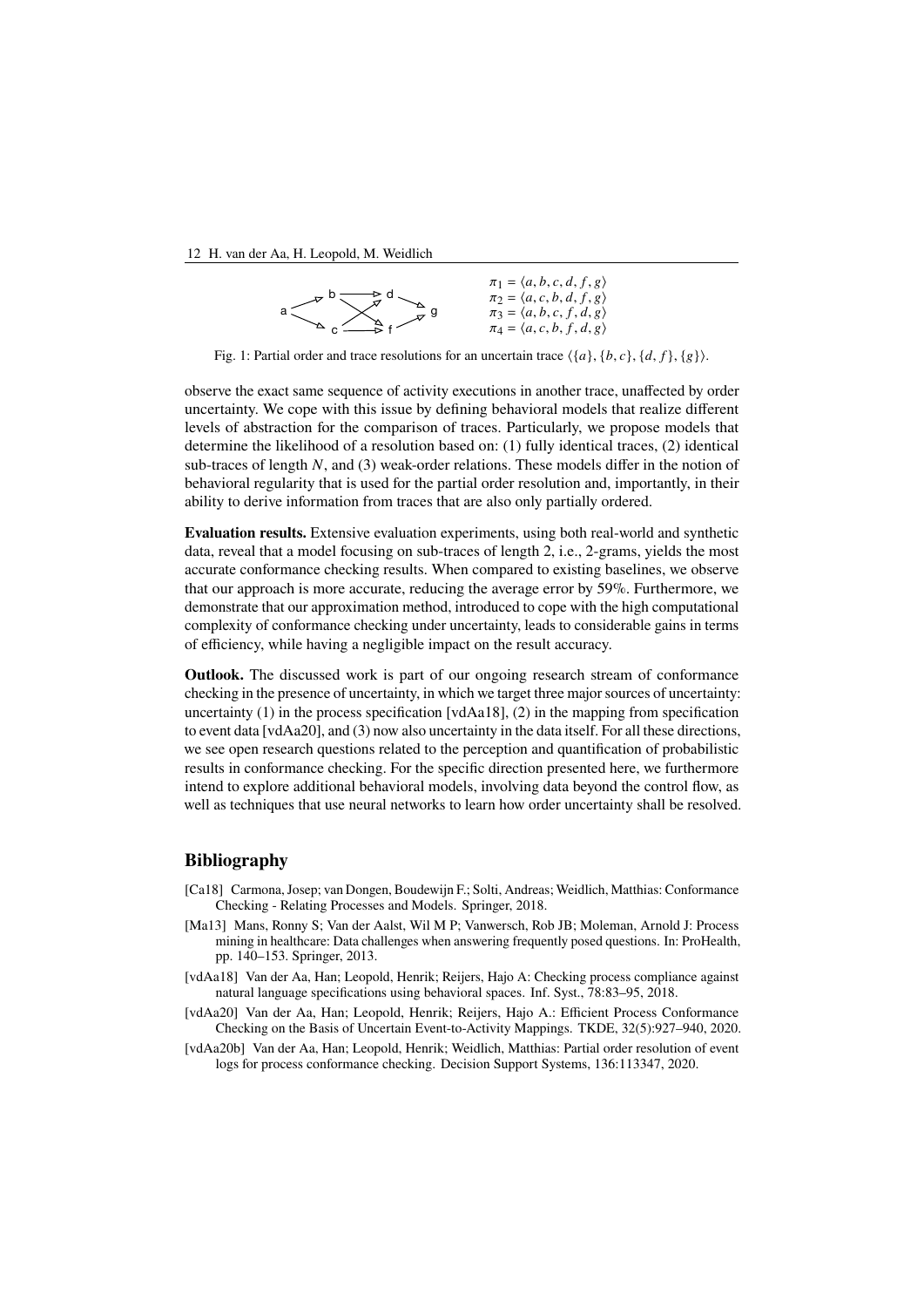$\pi_1 = \langle a, b, c, d, f, g \rangle$
$\pi_2 = \langle a, c, b, d, f, g \rangle$
$\pi_3 = \langle a, b, c, f, d, g \rangle$
$\pi_4 = \langle a, c, b, f, d, g \rangle$

Fig. 1: Partial order and trace resolutions for an uncertain trace $\langle \{a\}, \{b, c\}, \{d, f\}, \{g\} \rangle$.

observe the exact same sequence of activity executions in another trace, unaffected by order uncertainty. We cope with this issue by defining behavioral models that realize different levels of abstraction for the comparison of traces. Particularly, we propose models that determine the likelihood of a resolution based on: (1) fully identical traces, (2) identical sub-traces of length $N$, and (3) weak-order relations. These models differ in the notion of behavioral regularity that is used for the partial order resolution and, importantly, in their ability to derive information from traces that are also only partially ordered.

**Evaluation results.** Extensive evaluation experiments, using both real-world and synthetic data, reveal that a model focusing on sub-traces of length 2, i.e., 2-grams, yields the most accurate conformance checking results. When compared to existing baselines, we observe that our approach is more accurate, reducing the average error by 59%. Furthermore, we demonstrate that our approximation method, introduced to cope with the high computational complexity of conformance checking under uncertainty, leads to considerable gains in terms of efficiency, while having a negligible impact on the result accuracy.

**Outlook.** The discussed work is part of our ongoing research stream of conformance checking in the presence of uncertainty, in which we target three major sources of uncertainty: uncertainty (1) in the process specification [vdAa18], (2) in the mapping from specification to event data [vdAa20], and (3) now also uncertainty in the data itself. For all these directions, we see open research questions related to the perception and quantification of probabilistic results in conformance checking. For the specific direction presented here, we furthermore intend to explore additional behavioral models, involving data beyond the control flow, as well as techniques that use neural networks to learn how order uncertainty shall be resolved.

## Bibliography

- [Ca18] Carmona, Josep; van Dongen, Boudewijn F.; Solti, Andreas; Weidlich, Matthias: Conformance Checking - Relating Processes and Models. Springer, 2018.
- [Ma13] Mans, Ronny S; Van der Aalst, Wil M P; Vanwersch, Rob JB; Moleman, Arnold J: Process mining in healthcare: Data challenges when answering frequently posed questions. In: ProHealth, pp. 140–153. Springer, 2013.
- [vdAa18] Van der Aa, Han; Leopold, Henrik; Reijers, Hajo A: Checking process compliance against natural language specifications using behavioral spaces. Inf. Syst., 78:83–95, 2018.
- [vdAa20] Van der Aa, Han; Leopold, Henrik; Reijers, Hajo A.: Efficient Process Conformance Checking on the Basis of Uncertain Event-to-Activity Mappings. TKDE, 32(5):927–940, 2020.
- [vdAa20b] Van der Aa, Han; Leopold, Henrik; Weidlich, Matthias: Partial order resolution of event logs for process conformance checking. Decision Support Systems, 136:113347, 2020.